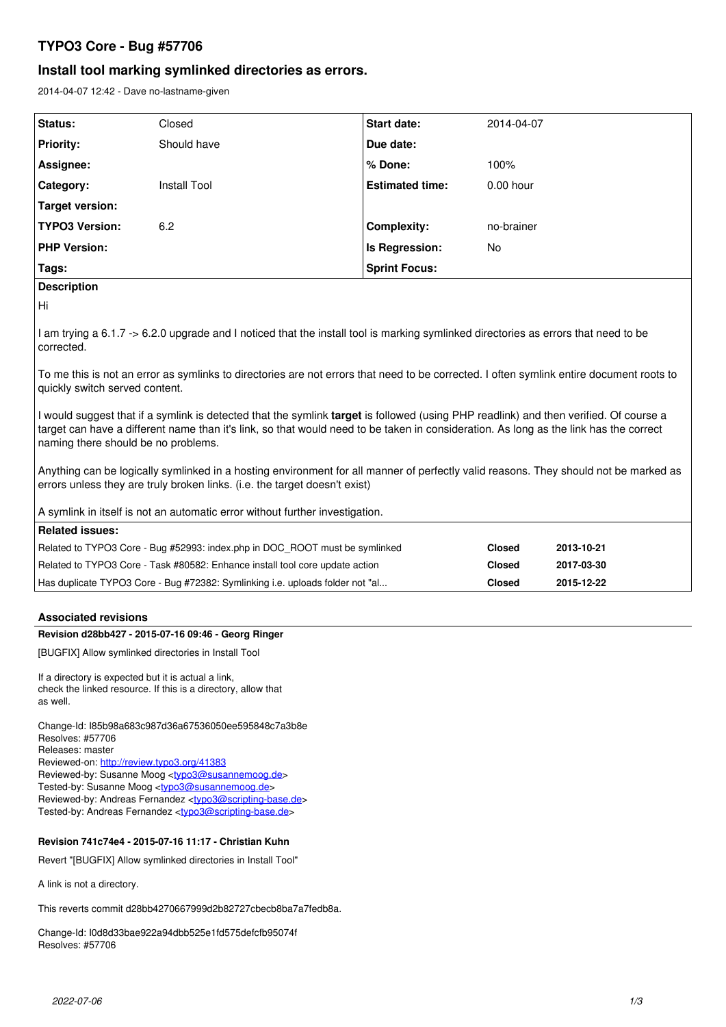# TYPO3 Core - Bug #57706

## Install tool marking symlinked directories as errors.

2014-04-07 12:42 - Dave no-lastname-given

| | | | |
|---|---|---|---|
| **Status:** | Closed | **Start date:** | 2014-04-07 |
| **Priority:** | Should have | **Due date:** | |
| **Assignee:** | | **% Done:** | 100% |
| **Category:** | Install Tool | **Estimated time:** | 0.00 hour |
| **Target version:** | | | |
| **TYPO3 Version:** | 6.2 | **Complexity:** | no-brainer |
| **PHP Version:** | | **Is Regression:** | No |
| **Tags:** | | **Sprint Focus:** | |

**Description**

Hi

I am trying a 6.1.7 -> 6.2.0 upgrade and I noticed that the install tool is marking symlinked directories as errors that need to be corrected.

To me this is not an error as symlinks to directories are not errors that need to be corrected. I often symlink entire document roots to quickly switch served content.

I would suggest that if a symlink is detected that the symlink **target** is followed (using PHP readlink) and then verified. Of course a target can have a different name than it's link, so that would need to be taken in consideration. As long as the link has the correct naming there should be no problems.

Anything can be logically symlinked in a hosting environment for all manner of perfectly valid reasons. They should not be marked as errors unless they are truly broken links. (i.e. the target doesn't exist)

A symlink in itself is not an automatic error without further investigation.

**Related issues:**

| | | |
|---|---|---|
| Related to TYPO3 Core - Bug #52993: index.php in DOC_ROOT must be symlinked | **Closed** | **2013-10-21** |
| Related to TYPO3 Core - Task #80582: Enhance install tool core update action | **Closed** | **2017-03-30** |
| Has duplicate TYPO3 Core - Bug #72382: Symlinking i.e. uploads folder not "al... | **Closed** | **2015-12-22** |

### Associated revisions

**Revision d28bb427 - 2015-07-16 09:46 - Georg Ringer**

[BUGFIX] Allow symlinked directories in Install Tool

If a directory is expected but it is actual a link,
check the linked resource. If this is a directory, allow that
as well.

Change-Id: I85b98a683c987d36a67536050ee595848c7a3b8e
Resolves: #57706
Releases: master
Reviewed-on: http://review.typo3.org/41383
Reviewed-by: Susanne Moog <typo3@susannemoog.de>
Tested-by: Susanne Moog <typo3@susannemoog.de>
Reviewed-by: Andreas Fernandez <typo3@scripting-base.de>
Tested-by: Andreas Fernandez <typo3@scripting-base.de>

**Revision 741c74e4 - 2015-07-16 11:17 - Christian Kuhn**

Revert "[BUGFIX] Allow symlinked directories in Install Tool"

A link is not a directory.

This reverts commit d28bb4270667999d2b82727cbecb8ba7a7fedb8a.

Change-Id: I0d8d33bae922a94dbb525e1fd575defcfb95074f
Resolves: #57706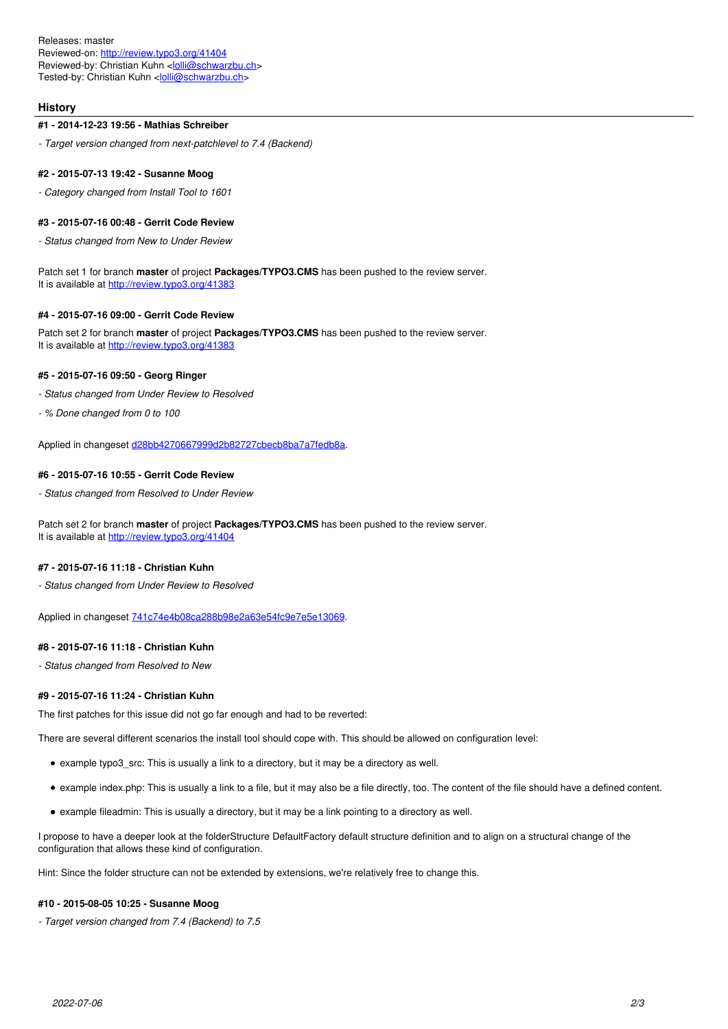Releases: master
Reviewed-on: http://review.typo3.org/41404
Reviewed-by: Christian Kuhn <lolli@schwarzbu.ch>
Tested-by: Christian Kuhn <lolli@schwarzbu.ch>

## History

#### #1 - 2014-12-23 19:56 - Mathias Schreiber

*- Target version changed from next-patchlevel to 7.4 (Backend)*

#### #2 - 2015-07-13 19:42 - Susanne Moog

*- Category changed from Install Tool to 1601*

#### #3 - 2015-07-16 00:48 - Gerrit Code Review

*- Status changed from New to Under Review*

Patch set 1 for branch **master** of project **Packages/TYPO3.CMS** has been pushed to the review server.
It is available at http://review.typo3.org/41383

#### #4 - 2015-07-16 09:00 - Gerrit Code Review

Patch set 2 for branch **master** of project **Packages/TYPO3.CMS** has been pushed to the review server.
It is available at http://review.typo3.org/41383

#### #5 - 2015-07-16 09:50 - Georg Ringer

*- Status changed from Under Review to Resolved*

*- % Done changed from 0 to 100*

Applied in changeset d28bb4270667999d2b82727cbecb8ba7a7fedb8a.

#### #6 - 2015-07-16 10:55 - Gerrit Code Review

*- Status changed from Resolved to Under Review*

Patch set 2 for branch **master** of project **Packages/TYPO3.CMS** has been pushed to the review server.
It is available at http://review.typo3.org/41404

#### #7 - 2015-07-16 11:18 - Christian Kuhn

*- Status changed from Under Review to Resolved*

Applied in changeset 741c74e4b08ca288b98e2a63e54fc9e7e5e13069.

#### #8 - 2015-07-16 11:18 - Christian Kuhn

*- Status changed from Resolved to New*

#### #9 - 2015-07-16 11:24 - Christian Kuhn

The first patches for this issue did not go far enough and had to be reverted:

There are several different scenarios the install tool should cope with. This should be allowed on configuration level:

- example typo3_src: This is usually a link to a directory, but it may be a directory as well.
- example index.php: This is usually a link to a file, but it may also be a file directly, too. The content of the file should have a defined content.
- example fileadmin: This is usually a directory, but it may be a link pointing to a directory as well.

I propose to have a deeper look at the folderStructure DefaultFactory default structure definition and to align on a structural change of the configuration that allows these kind of configuration.

Hint: Since the folder structure can not be extended by extensions, we're relatively free to change this.

#### #10 - 2015-08-05 10:25 - Susanne Moog

*- Target version changed from 7.4 (Backend) to 7.5*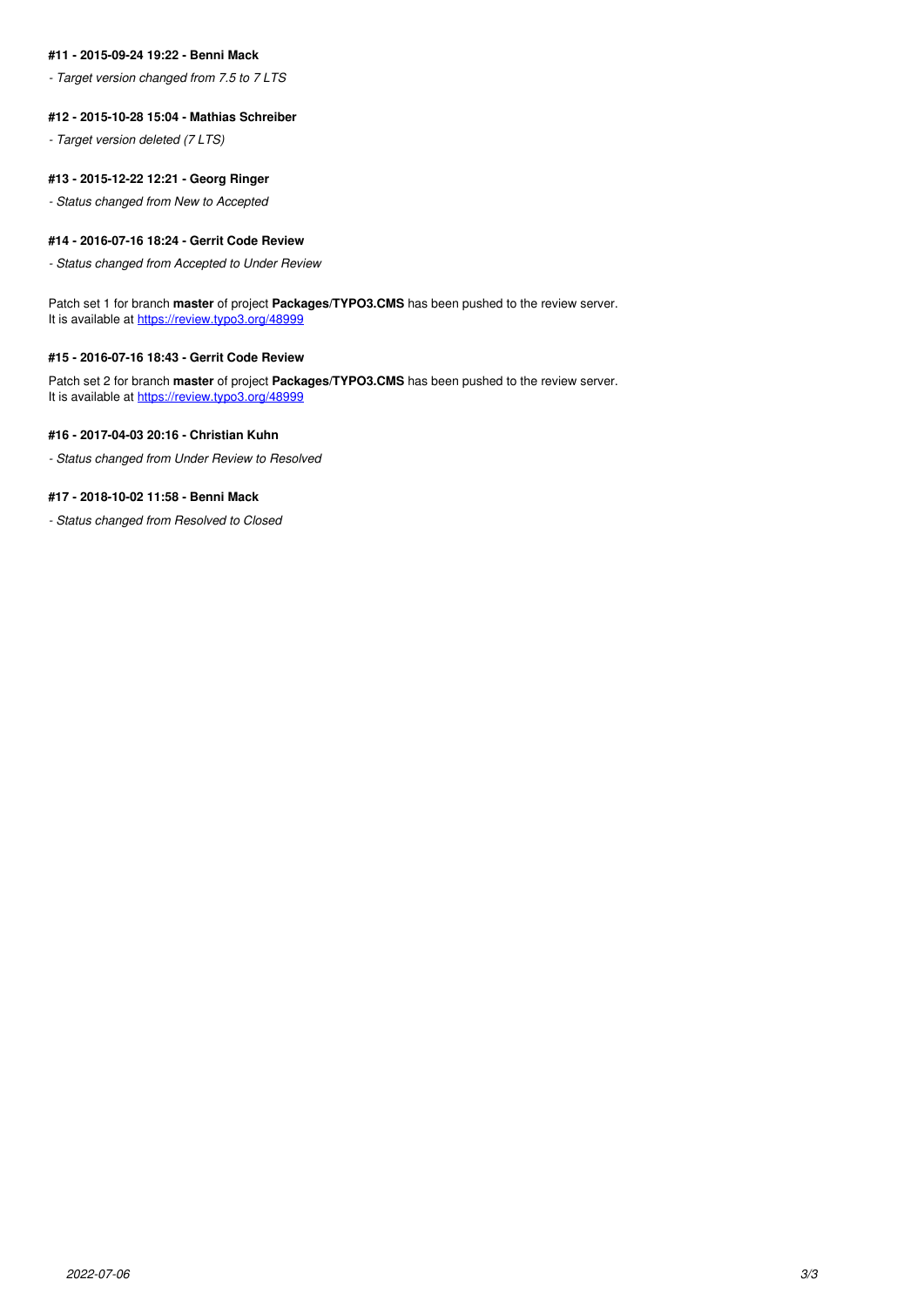#### #11 - 2015-09-24 19:22 - Benni Mack

*- Target version changed from 7.5 to 7 LTS*

#### #12 - 2015-10-28 15:04 - Mathias Schreiber

*- Target version deleted (7 LTS)*

#### #13 - 2015-12-22 12:21 - Georg Ringer

*- Status changed from New to Accepted*

#### #14 - 2016-07-16 18:24 - Gerrit Code Review

*- Status changed from Accepted to Under Review*

Patch set 1 for branch **master** of project **Packages/TYPO3.CMS** has been pushed to the review server.
It is available at https://review.typo3.org/48999

#### #15 - 2016-07-16 18:43 - Gerrit Code Review

Patch set 2 for branch **master** of project **Packages/TYPO3.CMS** has been pushed to the review server.
It is available at https://review.typo3.org/48999

#### #16 - 2017-04-03 20:16 - Christian Kuhn

*- Status changed from Under Review to Resolved*

#### #17 - 2018-10-02 11:58 - Benni Mack

*- Status changed from Resolved to Closed*